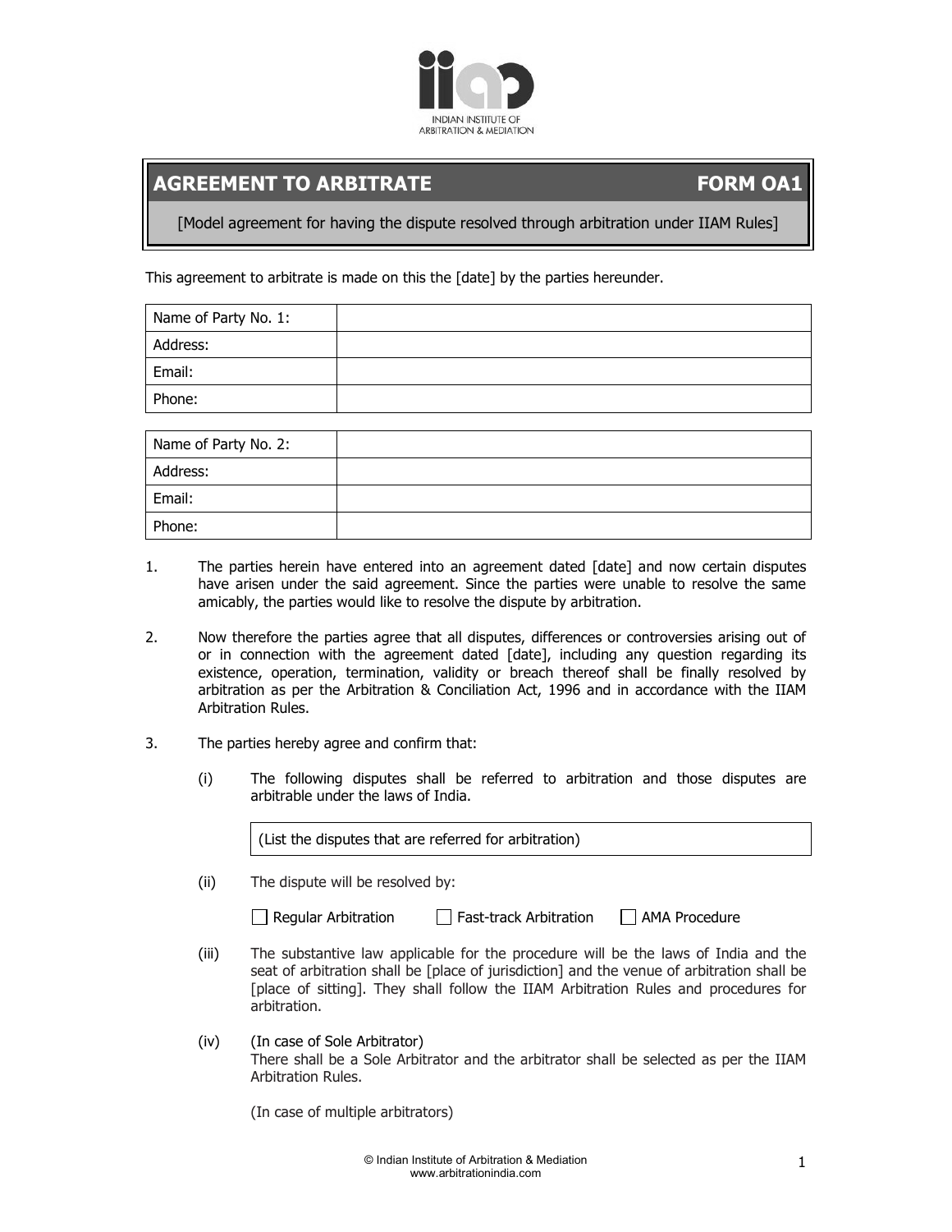INDIAN INSTITUTE OF ARBITRATION & MEDIATION

# AGREEMENT TO ARBITRATE — FORM OA1

[Model agreement for having the dispute resolved through arbitration under IIAM Rules]

This agreement to arbitrate is made on this the [date] by the parties hereunder.

| Name of Party No. 1: | |
|---|---|
| Address: | |
| Email: | |
| Phone: | |

| Name of Party No. 2: | |
|---|---|
| Address: | |
| Email: | |
| Phone: | |

1. The parties herein have entered into an agreement dated [date] and now certain disputes have arisen under the said agreement. Since the parties were unable to resolve the same amicably, the parties would like to resolve the dispute by arbitration.

2. Now therefore the parties agree that all disputes, differences or controversies arising out of or in connection with the agreement dated [date], including any question regarding its existence, operation, termination, validity or breach thereof shall be finally resolved by arbitration as per the Arbitration & Conciliation Act, 1996 and in accordance with the IIAM Arbitration Rules.

3. The parties hereby agree and confirm that:

   (i) The following disputes shall be referred to arbitration and those disputes are arbitrable under the laws of India.

   | (List the disputes that are referred for arbitration) |
   |---|

   (ii) The dispute will be resolved by:

   ☐ Regular Arbitration ☐ Fast-track Arbitration ☐ AMA Procedure

   (iii) The substantive law applicable for the procedure will be the laws of India and the seat of arbitration shall be [place of jurisdiction] and the venue of arbitration shall be [place of sitting]. They shall follow the IIAM Arbitration Rules and procedures for arbitration.

   (iv) (In case of Sole Arbitrator)
   There shall be a Sole Arbitrator and the arbitrator shall be selected as per the IIAM Arbitration Rules.

   (In case of multiple arbitrators)

© Indian Institute of Arbitration & Mediation
www.arbitrationindia.com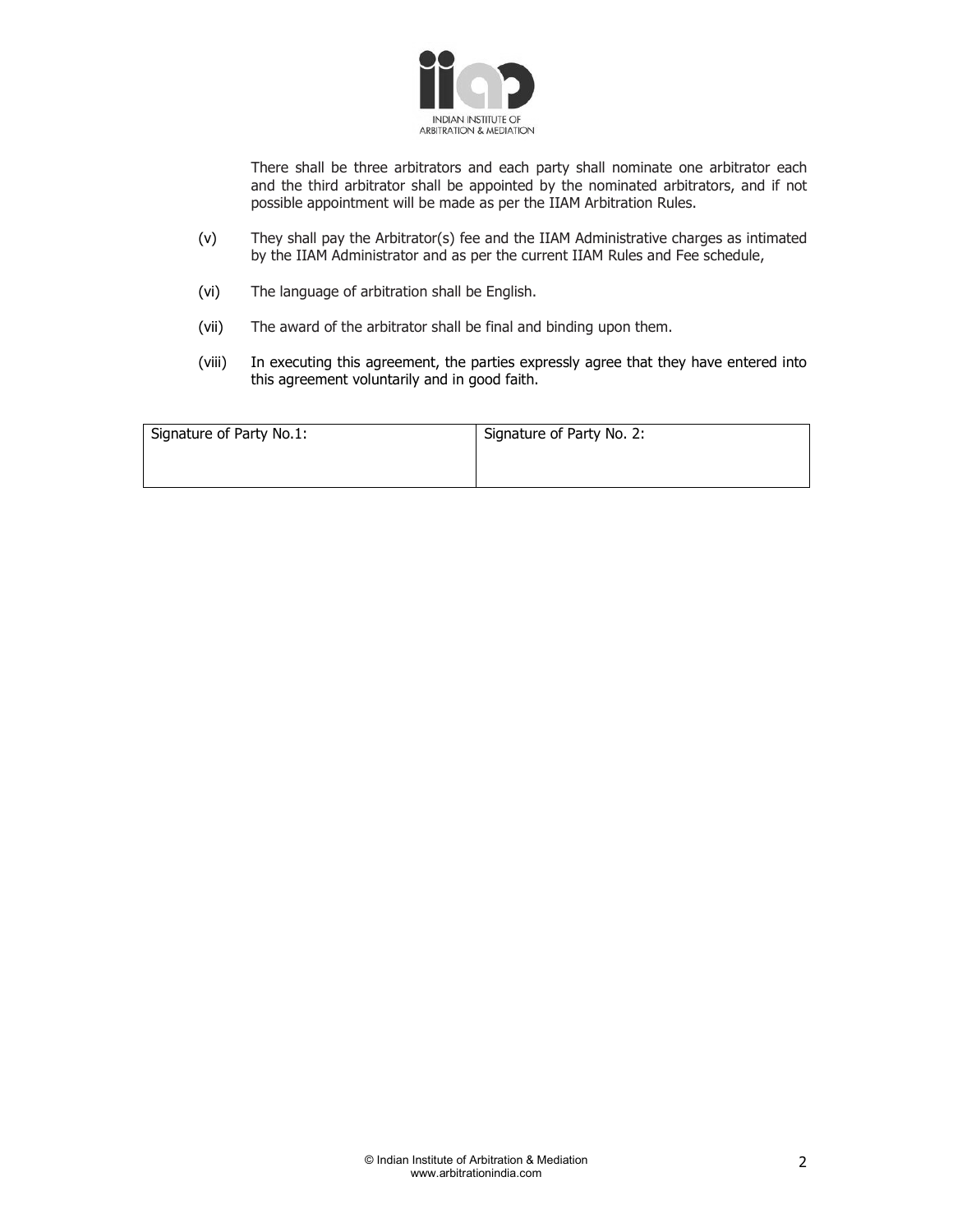There shall be three arbitrators and each party shall nominate one arbitrator each and the third arbitrator shall be appointed by the nominated arbitrators, and if not possible appointment will be made as per the IIAM Arbitration Rules.

(v) They shall pay the Arbitrator(s) fee and the IIAM Administrative charges as intimated by the IIAM Administrator and as per the current IIAM Rules and Fee schedule,

(vi) The language of arbitration shall be English.

(vii) The award of the arbitrator shall be final and binding upon them.

(viii) In executing this agreement, the parties expressly agree that they have entered into this agreement voluntarily and in good faith.

| | |
|---|---|
| Signature of Party No.1: | Signature of Party No. 2: |